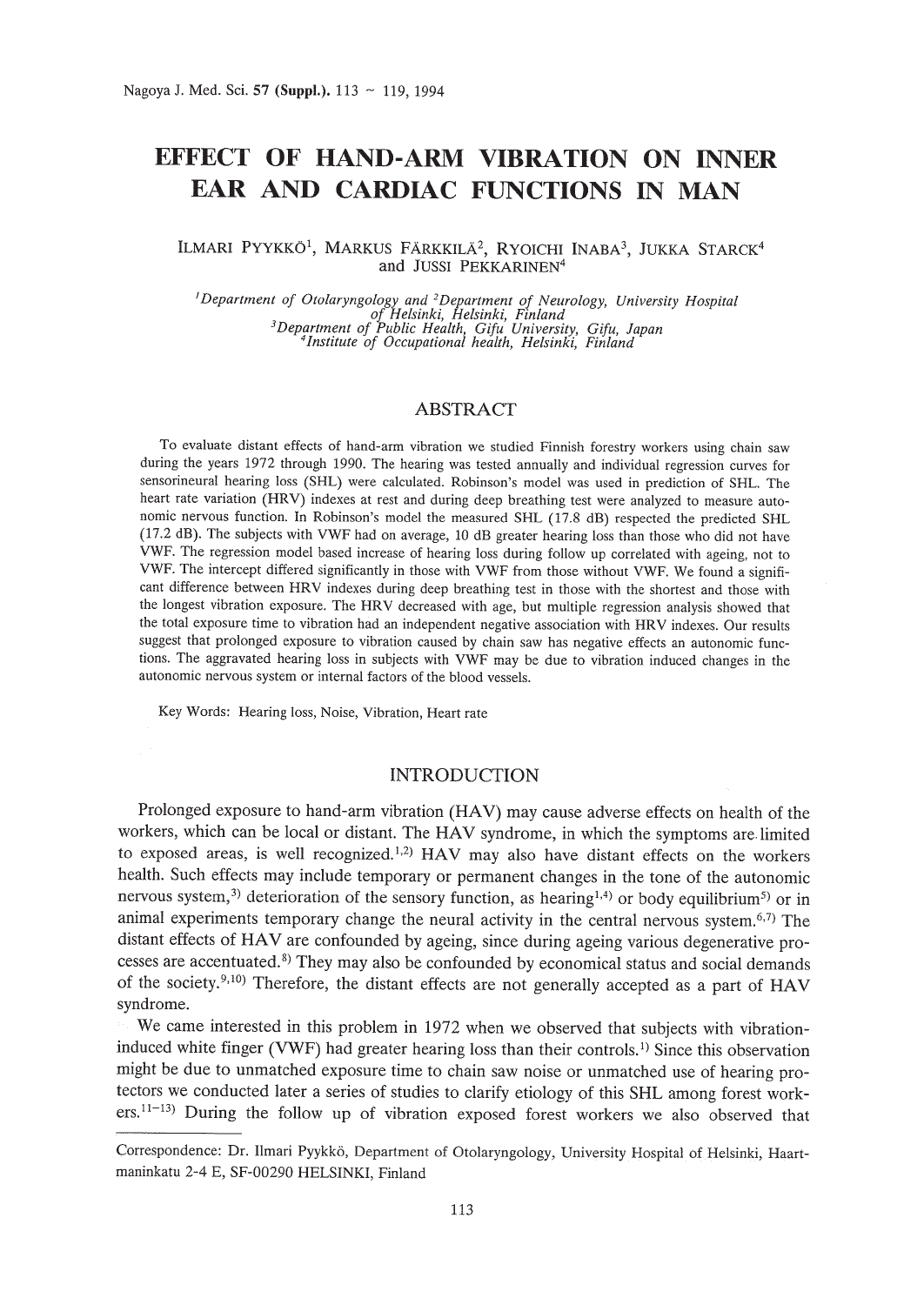# EFFECT OF HAND-ARM VIBRATION ON INNER EAR AND CARDIAC FUNCTIONS IN MAN

ILMARI PYYKKÖ[1], MARKUS FÄRKKILÄ[2], RYOICHI INABA[3], JUKKA STARCK[4] and JUSSI PEKKARINEN[4]

*[1]Department of Otolaryngology and [2]Department of Neurology, University Hospital of Helsinki, Helsinki, Finland*
*[3]Department of Public Health, Gifu University, Gifu, Japan*
*[4]Institute of Occupational health, Helsinki, Finland*

## ABSTRACT

To evaluate distant effects of hand-arm vibration we studied Finnish forestry workers using chain saw during the years 1972 through 1990. The hearing was tested annually and individual regression curves for sensorineural hearing loss (SHL) were calculated. Robinson's model was used in prediction of SHL. The heart rate variation (HRV) indexes at rest and during deep breathing test were analyzed to measure autonomic nervous function. In Robinson's model the measured SHL (17.8 dB) respected the predicted SHL (17.2 dB). The subjects with VWF had on average, 10 dB greater hearing loss than those who did not have VWF. The regression model based increase of hearing loss during follow up correlated with ageing, not to VWF. The intercept differed significantly in those with VWF from those without VWF. We found a significant difference between HRV indexes during deep breathing test in those with the shortest and those with the longest vibration exposure. The HRV decreased with age, but multiple regression analysis showed that the total exposure time to vibration had an independent negative association with HRV indexes. Our results suggest that prolonged exposure to vibration caused by chain saw has negative effects an autonomic functions. The aggravated hearing loss in subjects with VWF may be due to vibration induced changes in the autonomic nervous system or internal factors of the blood vessels.

Key Words: Hearing loss, Noise, Vibration, Heart rate

## INTRODUCTION

Prolonged exposure to hand-arm vibration (HAV) may cause adverse effects on health of the workers, which can be local or distant. The HAV syndrome, in which the symptoms are limited to exposed areas, is well recognized.[1,2] HAV may also have distant effects on the workers health. Such effects may include temporary or permanent changes in the tone of the autonomic nervous system,[3] deterioration of the sensory function, as hearing[1,4] or body equilibrium[5] or in animal experiments temporary change the neural activity in the central nervous system.[6,7] The distant effects of HAV are confounded by ageing, since during ageing various degenerative processes are accentuated.[8] They may also be confounded by economical status and social demands of the society.[9,10] Therefore, the distant effects are not generally accepted as a part of HAV syndrome.

We came interested in this problem in 1972 when we observed that subjects with vibration-induced white finger (VWF) had greater hearing loss than their controls.[1] Since this observation might be due to unmatched exposure time to chain saw noise or unmatched use of hearing protectors we conducted later a series of studies to clarify etiology of this SHL among forest workers.[11–13] During the follow up of vibration exposed forest workers we also observed that

Correspondence: Dr. Ilmari Pyykkö, Department of Otolaryngology, University Hospital of Helsinki, Haartmaninkatu 2-4 E, SF-00290 HELSINKI, Finland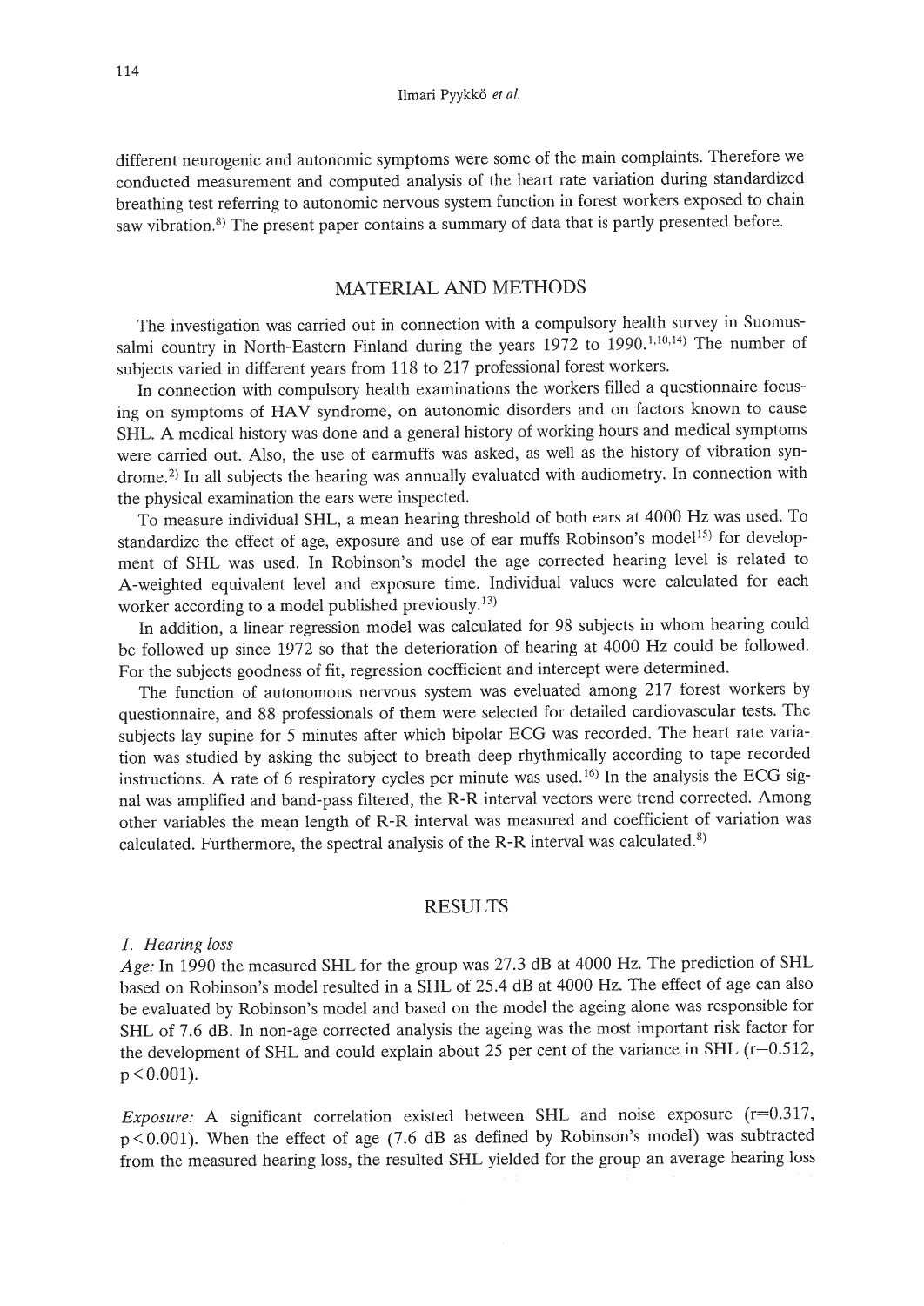different neurogenic and autonomic symptoms were some of the main complaints. Therefore we conducted measurement and computed analysis of the heart rate variation during standardized breathing test referring to autonomic nervous system function in forest workers exposed to chain saw vibration.[8] The present paper contains a summary of data that is partly presented before.

## MATERIAL AND METHODS

The investigation was carried out in connection with a compulsory health survey in Suomussalmi country in North-Eastern Finland during the years 1972 to 1990.[1,10,14] The number of subjects varied in different years from 118 to 217 professional forest workers.

In connection with compulsory health examinations the workers filled a questionnaire focusing on symptoms of HAV syndrome, on autonomic disorders and on factors known to cause SHL. A medical history was done and a general history of working hours and medical symptoms were carried out. Also, the use of earmuffs was asked, as well as the history of vibration syndrome.[2] In all subjects the hearing was annually evaluated with audiometry. In connection with the physical examination the ears were inspected.

To measure individual SHL, a mean hearing threshold of both ears at 4000 Hz was used. To standardize the effect of age, exposure and use of ear muffs Robinson's model[15] for development of SHL was used. In Robinson's model the age corrected hearing level is related to A-weighted equivalent level and exposure time. Individual values were calculated for each worker according to a model published previously.[13]

In addition, a linear regression model was calculated for 98 subjects in whom hearing could be followed up since 1972 so that the deterioration of hearing at 4000 Hz could be followed. For the subjects goodness of fit, regression coefficient and intercept were determined.

The function of autonomous nervous system was eveluated among 217 forest workers by questionnaire, and 88 professionals of them were selected for detailed cardiovascular tests. The subjects lay supine for 5 minutes after which bipolar ECG was recorded. The heart rate variation was studied by asking the subject to breath deep rhythmically according to tape recorded instructions. A rate of 6 respiratory cycles per minute was used.[16] In the analysis the ECG signal was amplified and band-pass filtered, the R-R interval vectors were trend corrected. Among other variables the mean length of R-R interval was measured and coefficient of variation was calculated. Furthermore, the spectral analysis of the R-R interval was calculated.[8]

## RESULTS

### *1. Hearing loss*

*Age:* In 1990 the measured SHL for the group was 27.3 dB at 4000 Hz. The prediction of SHL based on Robinson's model resulted in a SHL of 25.4 dB at 4000 Hz. The effect of age can also be evaluated by Robinson's model and based on the model the ageing alone was responsible for SHL of 7.6 dB. In non-age corrected analysis the ageing was the most important risk factor for the development of SHL and could explain about 25 per cent of the variance in SHL ($r=0.512$, $p<0.001$).

*Exposure:* A significant correlation existed between SHL and noise exposure ($r=0.317$, $p<0.001$). When the effect of age (7.6 dB as defined by Robinson's model) was subtracted from the measured hearing loss, the resulted SHL yielded for the group an average hearing loss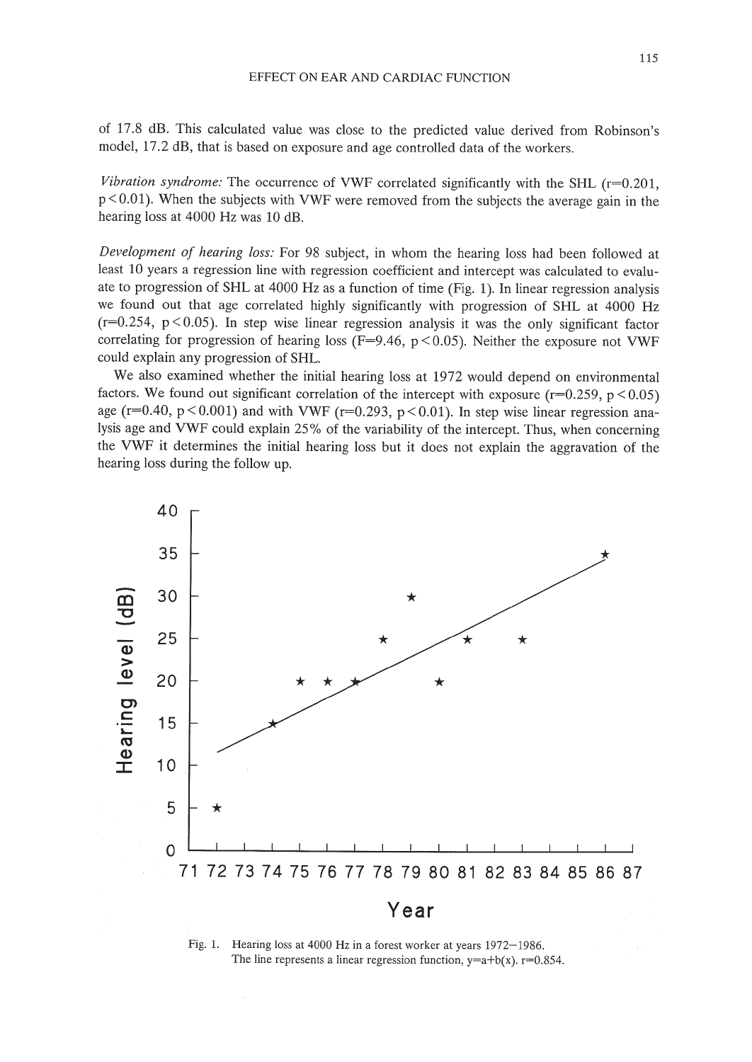of 17.8 dB. This calculated value was close to the predicted value derived from Robinson's model, 17.2 dB, that is based on exposure and age controlled data of the workers.

*Vibration syndrome:* The occurrence of VWF correlated significantly with the SHL ($r=0.201$, $p<0.01$). When the subjects with VWF were removed from the subjects the average gain in the hearing loss at 4000 Hz was 10 dB.

*Development of hearing loss:* For 98 subject, in whom the hearing loss had been followed at least 10 years a regression line with regression coefficient and intercept was calculated to evaluate to progression of SHL at 4000 Hz as a function of time (Fig. 1). In linear regression analysis we found out that age correlated highly significantly with progression of SHL at 4000 Hz ($r=0.254$, $p<0.05$). In step wise linear regression analysis it was the only significant factor correlating for progression of hearing loss ($F=9.46$, $p<0.05$). Neither the exposure not VWF could explain any progression of SHL.

We also examined whether the initial hearing loss at 1972 would depend on environmental factors. We found out significant correlation of the intercept with exposure ($r=0.259$, $p<0.05$) age ($r=0.40$, $p<0.001$) and with VWF ($r=0.293$, $p<0.01$). In step wise linear regression analysis age and VWF could explain 25% of the variability of the intercept. Thus, when concerning the VWF it determines the initial hearing loss but it does not explain the aggravation of the hearing loss during the follow up.

Fig. 1. Hearing loss at 4000 Hz in a forest worker at years 1972–1986.
The line represents a linear regression function, $y=a+b(x)$. $r=0.854$.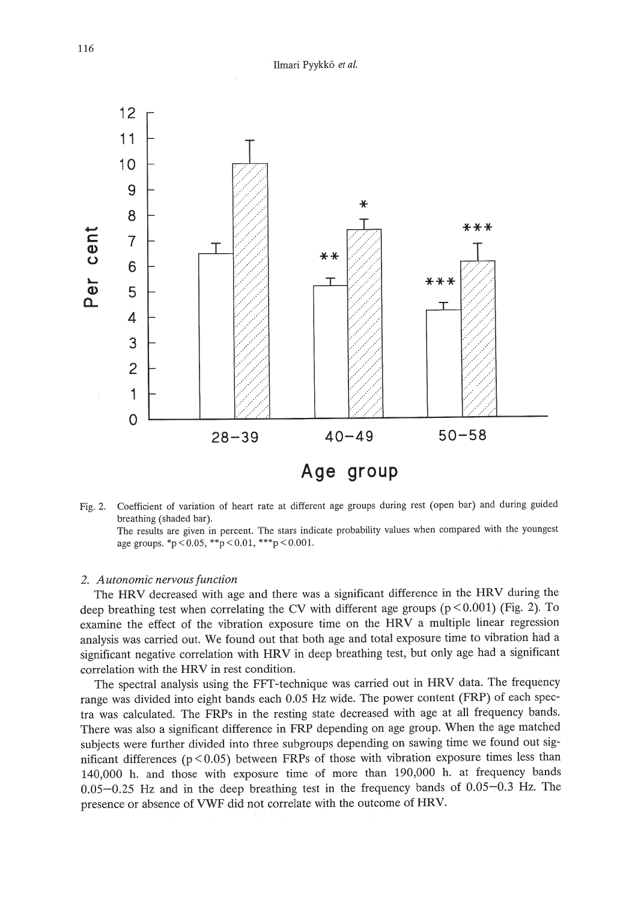Fig. 2. Coefficient of variation of heart rate at different age groups during rest (open bar) and during guided breathing (shaded bar).
The results are given in percent. The stars indicate probability values when compared with the youngest age groups. *$p < 0.05$, **$p < 0.01$, ***$p < 0.001$.

### *2. Autonomic nervous function*

The HRV decreased with age and there was a significant difference in the HRV during the deep breathing test when correlating the CV with different age groups ($p < 0.001$) (Fig. 2). To examine the effect of the vibration exposure time on the HRV a multiple linear regression analysis was carried out. We found out that both age and total exposure time to vibration had a significant negative correlation with HRV in deep breathing test, but only age had a significant correlation with the HRV in rest condition.

The spectral analysis using the FFT-technique was carried out in HRV data. The frequency range was divided into eight bands each 0.05 Hz wide. The power content (FRP) of each spectra was calculated. The FRPs in the resting state decreased with age at all frequency bands. There was also a significant difference in FRP depending on age group. When the age matched subjects were further divided into three subgroups depending on sawing time we found out significant differences ($p < 0.05$) between FRPs of those with vibration exposure times less than 140,000 h. and those with exposure time of more than 190,000 h. at frequency bands 0.05–0.25 Hz and in the deep breathing test in the frequency bands of 0.05–0.3 Hz. The presence or absence of VWF did not correlate with the outcome of HRV.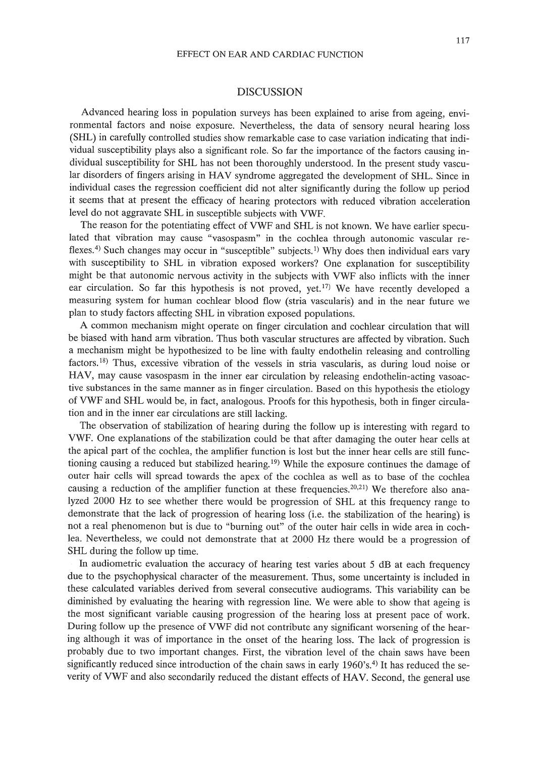## DISCUSSION

Advanced hearing loss in population surveys has been explained to arise from ageing, environmental factors and noise exposure. Nevertheless, the data of sensory neural hearing loss (SHL) in carefully controlled studies show remarkable case to case variation indicating that individual susceptibility plays also a significant role. So far the importance of the factors causing individual susceptibility for SHL has not been thoroughly understood. In the present study vascular disorders of fingers arising in HAV syndrome aggregated the development of SHL. Since in individual cases the regression coefficient did not alter significantly during the follow up period it seems that at present the efficacy of hearing protectors with reduced vibration acceleration level do not aggravate SHL in susceptible subjects with VWF.

The reason for the potentiating effect of VWF and SHL is not known. We have earlier speculated that vibration may cause "vasospasm" in the cochlea through autonomic vascular reflexes.[4] Such changes may occur in "susceptible" subjects.[1] Why does then individual ears vary with susceptibility to SHL in vibration exposed workers? One explanation for susceptibility might be that autonomic nervous activity in the subjects with VWF also inflicts with the inner ear circulation. So far this hypothesis is not proved, yet.[17] We have recently developed a measuring system for human cochlear blood flow (stria vascularis) and in the near future we plan to study factors affecting SHL in vibration exposed populations.

A common mechanism might operate on finger circulation and cochlear circulation that will be biased with hand arm vibration. Thus both vascular structures are affected by vibration. Such a mechanism might be hypothesized to be line with faulty endothelin releasing and controlling factors.[18] Thus, excessive vibration of the vessels in stria vascularis, as during loud noise or HAV, may cause vasospasm in the inner ear circulation by releasing endothelin-acting vasoactive substances in the same manner as in finger circulation. Based on this hypothesis the etiology of VWF and SHL would be, in fact, analogous. Proofs for this hypothesis, both in finger circulation and in the inner ear circulations are still lacking.

The observation of stabilization of hearing during the follow up is interesting with regard to VWF. One explanations of the stabilization could be that after damaging the outer hear cells at the apical part of the cochlea, the amplifier function is lost but the inner hear cells are still functioning causing a reduced but stabilized hearing.[19] While the exposure continues the damage of outer hair cells will spread towards the apex of the cochlea as well as to base of the cochlea causing a reduction of the amplifier function at these frequencies.[20,21] We therefore also analyzed 2000 Hz to see whether there would be progression of SHL at this frequency range to demonstrate that the lack of progression of hearing loss (i.e. the stabilization of the hearing) is not a real phenomenon but is due to "burning out" of the outer hair cells in wide area in cochlea. Nevertheless, we could not demonstrate that at 2000 Hz there would be a progression of SHL during the follow up time.

In audiometric evaluation the accuracy of hearing test varies about 5 dB at each frequency due to the psychophysical character of the measurement. Thus, some uncertainty is included in these calculated variables derived from several consecutive audiograms. This variability can be diminished by evaluating the hearing with regression line. We were able to show that ageing is the most significant variable causing progression of the hearing loss at present pace of work. During follow up the presence of VWF did not contribute any significant worsening of the hearing although it was of importance in the onset of the hearing loss. The lack of progression is probably due to two important changes. First, the vibration level of the chain saws have been significantly reduced since introduction of the chain saws in early 1960's.[4] It has reduced the severity of VWF and also secondarily reduced the distant effects of HAV. Second, the general use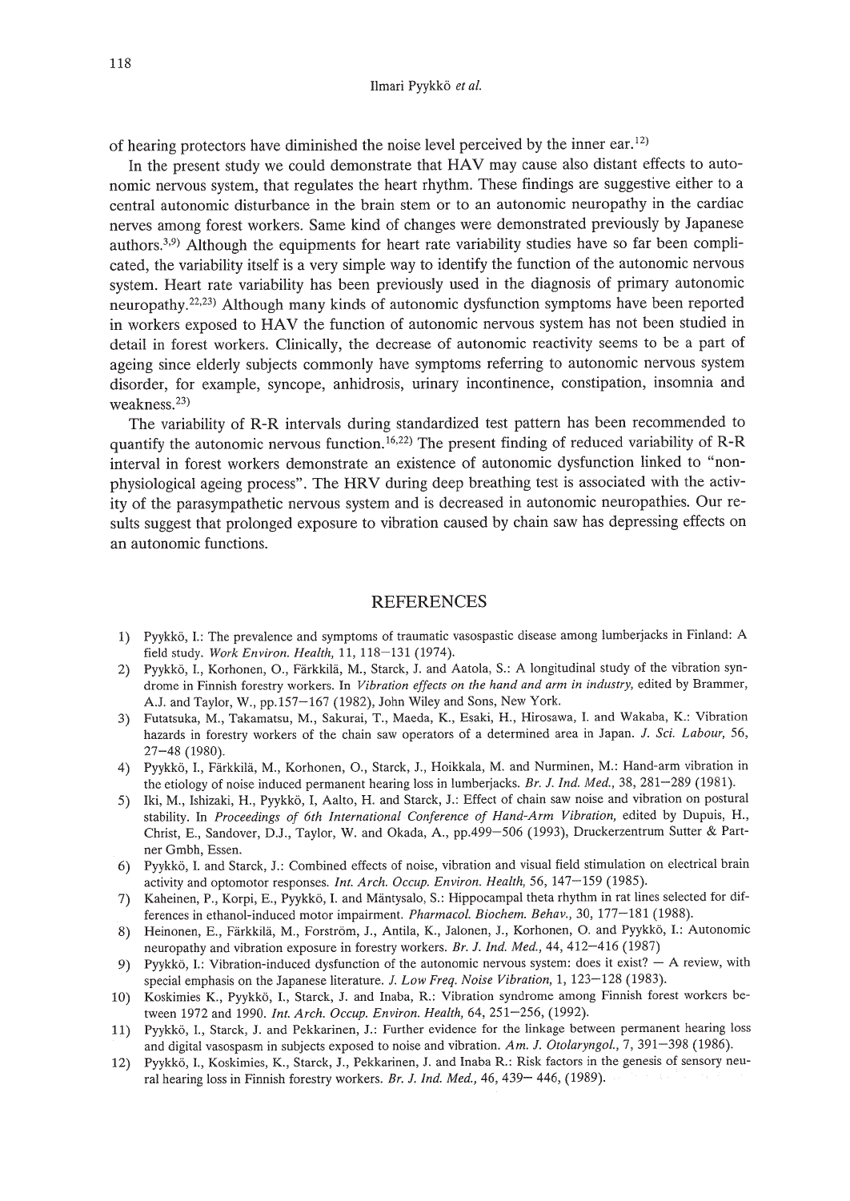of hearing protectors have diminished the noise level perceived by the inner ear.[12]

In the present study we could demonstrate that HAV may cause also distant effects to autonomic nervous system, that regulates the heart rhythm. These findings are suggestive either to a central autonomic disturbance in the brain stem or to an autonomic neuropathy in the cardiac nerves among forest workers. Same kind of changes were demonstrated previously by Japanese authors.[3,9] Although the equipments for heart rate variability studies have so far been complicated, the variability itself is a very simple way to identify the function of the autonomic nervous system. Heart rate variability has been previously used in the diagnosis of primary autonomic neuropathy.[22,23] Although many kinds of autonomic dysfunction symptoms have been reported in workers exposed to HAV the function of autonomic nervous system has not been studied in detail in forest workers. Clinically, the decrease of autonomic reactivity seems to be a part of ageing since elderly subjects commonly have symptoms referring to autonomic nervous system disorder, for example, syncope, anhidrosis, urinary incontinence, constipation, insomnia and weakness.[23]

The variability of R-R intervals during standardized test pattern has been recommended to quantify the autonomic nervous function.[16,22] The present finding of reduced variability of R-R interval in forest workers demonstrate an existence of autonomic dysfunction linked to "non-physiological ageing process". The HRV during deep breathing test is associated with the activity of the parasympathetic nervous system and is decreased in autonomic neuropathies. Our results suggest that prolonged exposure to vibration caused by chain saw has depressing effects on an autonomic functions.

## REFERENCES

1) Pyykkö, I.: The prevalence and symptoms of traumatic vasospastic disease among lumberjacks in Finland: A field study. *Work Environ. Health*, 11, 118–131 (1974).
2) Pyykkö, I., Korhonen, O., Färkkilä, M., Starck, J. and Aatola, S.: A longitudinal study of the vibration syndrome in Finnish forestry workers. In *Vibration effects on the hand and arm in industry*, edited by Brammer, A.J. and Taylor, W., pp.157–167 (1982), John Wiley and Sons, New York.
3) Futatsuka, M., Takamatsu, M., Sakurai, T., Maeda, K., Esaki, H., Hirosawa, I. and Wakaba, K.: Vibration hazards in forestry workers of the chain saw operators of a determined area in Japan. *J. Sci. Labour*, 56, 27–48 (1980).
4) Pyykkö, I., Färkkilä, M., Korhonen, O., Starck, J., Hoikkala, M. and Nurminen, M.: Hand-arm vibration in the etiology of noise induced permanent hearing loss in lumberjacks. *Br. J. Ind. Med.*, 38, 281–289 (1981).
5) Iki, M., Ishizaki, H., Pyykkö, I, Aalto, H. and Starck, J.: Effect of chain saw noise and vibration on postural stability. In *Proceedings of 6th International Conference of Hand-Arm Vibration*, edited by Dupuis, H., Christ, E., Sandover, D.J., Taylor, W. and Okada, A., pp.499–506 (1993), Druckerzentrum Sutter & Partner Gmbh, Essen.
6) Pyykkö, I. and Starck, J.: Combined effects of noise, vibration and visual field stimulation on electrical brain activity and optomotor responses. *Int. Arch. Occup. Environ. Health*, 56, 147–159 (1985).
7) Kaheinen, P., Korpi, E., Pyykkö, I. and Mäntysalo, S.: Hippocampal theta rhythm in rat lines selected for differences in ethanol-induced motor impairment. *Pharmacol. Biochem. Behav.*, 30, 177–181 (1988).
8) Heinonen, E., Färkkilä, M., Forström, J., Antila, K., Jalonen, J., Korhonen, O. and Pyykkö, I.: Autonomic neuropathy and vibration exposure in forestry workers. *Br. J. Ind. Med.*, 44, 412–416 (1987)
9) Pyykkö, I.: Vibration-induced dysfunction of the autonomic nervous system: does it exist? — A review, with special emphasis on the Japanese literature. *J. Low Freq. Noise Vibration*, 1, 123–128 (1983).
10) Koskimies K., Pyykkö, I., Starck, J. and Inaba, R.: Vibration syndrome among Finnish forest workers between 1972 and 1990. *Int. Arch. Occup. Environ. Health*, 64, 251–256, (1992).
11) Pyykkö, I., Starck, J. and Pekkarinen, J.: Further evidence for the linkage between permanent hearing loss and digital vasospasm in subjects exposed to noise and vibration. *Am. J. Otolaryngol.*, 7, 391–398 (1986).
12) Pyykkö, I., Koskimies, K., Starck, J., Pekkarinen, J. and Inaba R.: Risk factors in the genesis of sensory neural hearing loss in Finnish forestry workers. *Br. J. Ind. Med.*, 46, 439– 446, (1989).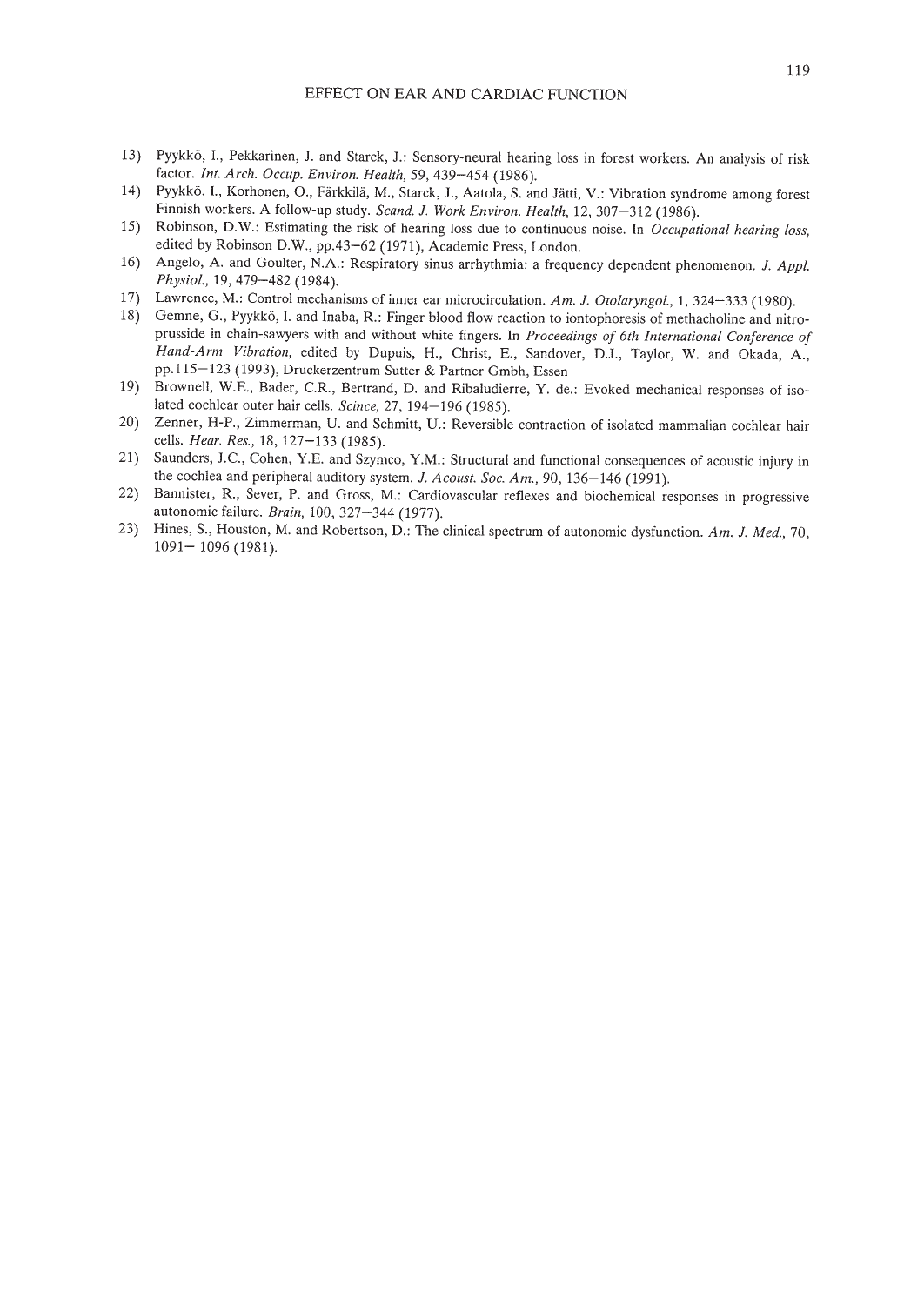13) Pyykkö, I., Pekkarinen, J. and Starck, J.: Sensory-neural hearing loss in forest workers. An analysis of risk factor. *Int. Arch. Occup. Environ. Health,* 59, 439–454 (1986).
14) Pyykkö, I., Korhonen, O., Färkkilä, M., Starck, J., Aatola, S. and Jätti, V.: Vibration syndrome among forest Finnish workers. A follow-up study. *Scand. J. Work Environ. Health,* 12, 307–312 (1986).
15) Robinson, D.W.: Estimating the risk of hearing loss due to continuous noise. In *Occupational hearing loss,* edited by Robinson D.W., pp.43–62 (1971), Academic Press, London.
16) Angelo, A. and Goulter, N.A.: Respiratory sinus arrhythmia: a frequency dependent phenomenon. *J. Appl. Physiol.,* 19, 479–482 (1984).
17) Lawrence, M.: Control mechanisms of inner ear microcirculation. *Am. J. Otolaryngol.,* 1, 324–333 (1980).
18) Gemne, G., Pyykkö, I. and Inaba, R.: Finger blood flow reaction to iontophoresis of methacholine and nitroprusside in chain-sawyers with and without white fingers. In *Proceedings of 6th International Conference of Hand-Arm Vibration,* edited by Dupuis, H., Christ, E., Sandover, D.J., Taylor, W. and Okada, A., pp.115–123 (1993), Druckerzentrum Sutter & Partner Gmbh, Essen
19) Brownell, W.E., Bader, C.R., Bertrand, D. and Ribaludierre, Y. de.: Evoked mechanical responses of isolated cochlear outer hair cells. *Scince,* 27, 194–196 (1985).
20) Zenner, H-P., Zimmerman, U. and Schmitt, U.: Reversible contraction of isolated mammalian cochlear hair cells. *Hear. Res.,* 18, 127–133 (1985).
21) Saunders, J.C., Cohen, Y.E. and Szymco, Y.M.: Structural and functional consequences of acoustic injury in the cochlea and peripheral auditory system. *J. Acoust. Soc. Am.,* 90, 136–146 (1991).
22) Bannister, R., Sever, P. and Gross, M.: Cardiovascular reflexes and biochemical responses in progressive autonomic failure. *Brain,* 100, 327–344 (1977).
23) Hines, S., Houston, M. and Robertson, D.: The clinical spectrum of autonomic dysfunction. *Am. J. Med.,* 70, 1091– 1096 (1981).